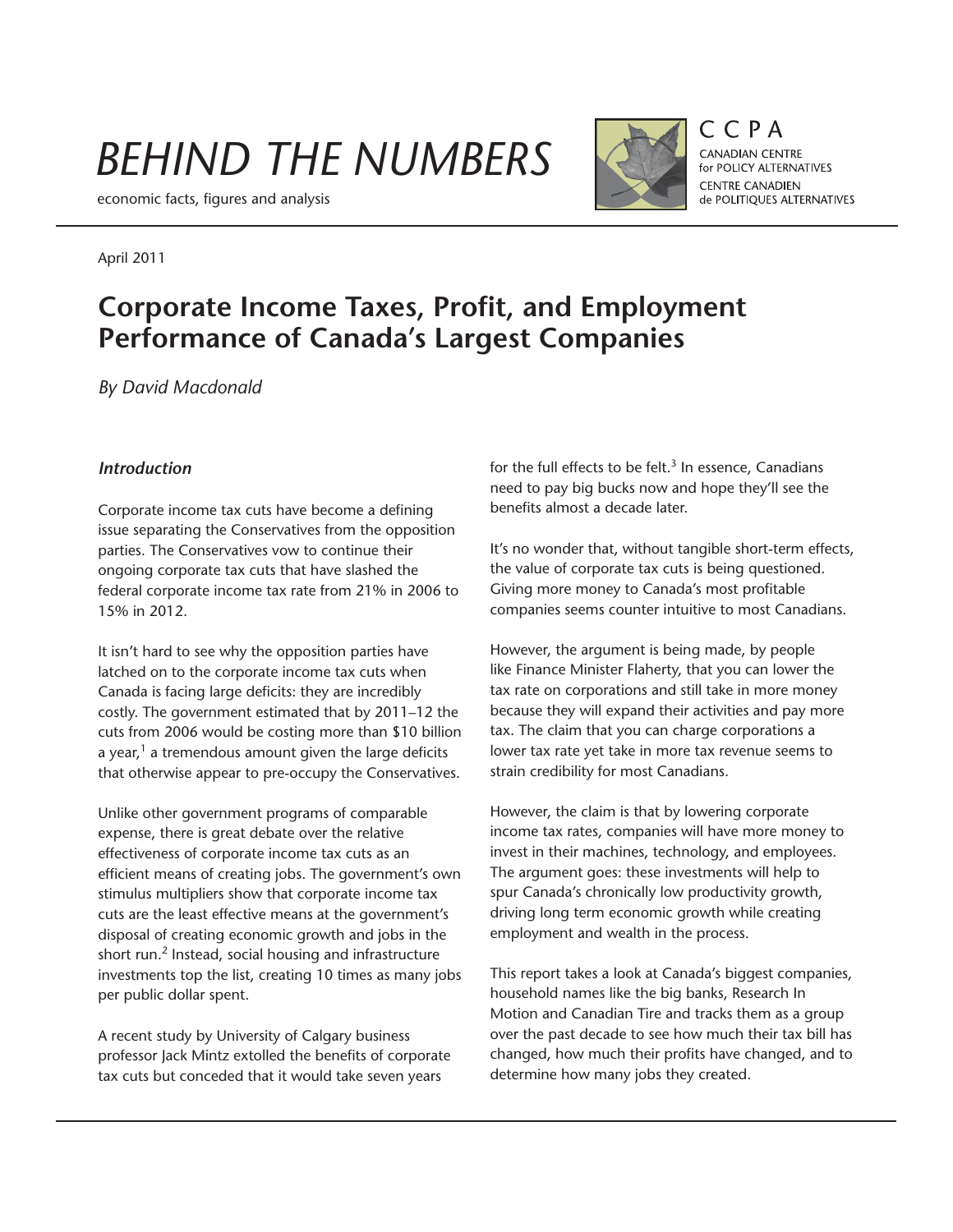# BEHIND THE NUMBERS

economic facts, figures and analysis

CCPA
CANADIAN CENTRE for POLICY ALTERNATIVES
CENTRE CANADIEN de POLITIQUES ALTERNATIVES

April 2011

## Corporate Income Taxes, Profit, and Employment Performance of Canada's Largest Companies

*By David Macdonald*

### *Introduction*

Corporate income tax cuts have become a defining issue separating the Conservatives from the opposition parties. The Conservatives vow to continue their ongoing corporate tax cuts that have slashed the federal corporate income tax rate from 21% in 2006 to 15% in 2012.

It isn't hard to see why the opposition parties have latched on to the corporate income tax cuts when Canada is facing large deficits: they are incredibly costly. The government estimated that by 2011–12 the cuts from 2006 would be costing more than $10 billion a year,[1] a tremendous amount given the large deficits that otherwise appear to pre-occupy the Conservatives.

Unlike other government programs of comparable expense, there is great debate over the relative effectiveness of corporate income tax cuts as an efficient means of creating jobs. The government's own stimulus multipliers show that corporate income tax cuts are the least effective means at the government's disposal of creating economic growth and jobs in the short run.[2] Instead, social housing and infrastructure investments top the list, creating 10 times as many jobs per public dollar spent.

A recent study by University of Calgary business professor Jack Mintz extolled the benefits of corporate tax cuts but conceded that it would take seven years for the full effects to be felt.[3] In essence, Canadians need to pay big bucks now and hope they'll see the benefits almost a decade later.

It's no wonder that, without tangible short-term effects, the value of corporate tax cuts is being questioned. Giving more money to Canada's most profitable companies seems counter intuitive to most Canadians.

However, the argument is being made, by people like Finance Minister Flaherty, that you can lower the tax rate on corporations and still take in more money because they will expand their activities and pay more tax. The claim that you can charge corporations a lower tax rate yet take in more tax revenue seems to strain credibility for most Canadians.

However, the claim is that by lowering corporate income tax rates, companies will have more money to invest in their machines, technology, and employees. The argument goes: these investments will help to spur Canada's chronically low productivity growth, driving long term economic growth while creating employment and wealth in the process.

This report takes a look at Canada's biggest companies, household names like the big banks, Research In Motion and Canadian Tire and tracks them as a group over the past decade to see how much their tax bill has changed, how much their profits have changed, and to determine how many jobs they created.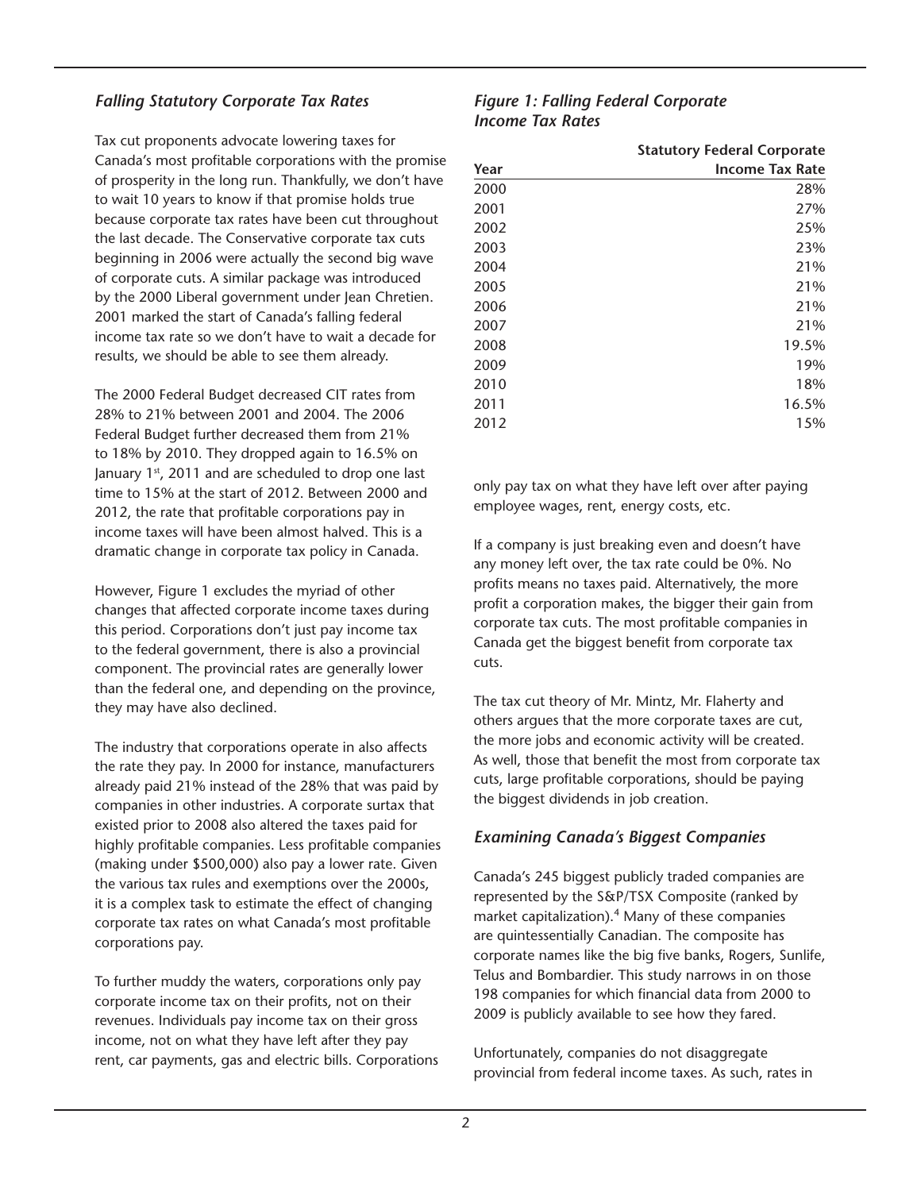### *Falling Statutory Corporate Tax Rates*

Tax cut proponents advocate lowering taxes for Canada's most profitable corporations with the promise of prosperity in the long run. Thankfully, we don't have to wait 10 years to know if that promise holds true because corporate tax rates have been cut throughout the last decade. The Conservative corporate tax cuts beginning in 2006 were actually the second big wave of corporate cuts. A similar package was introduced by the 2000 Liberal government under Jean Chretien. 2001 marked the start of Canada's falling federal income tax rate so we don't have to wait a decade for results, we should be able to see them already.

The 2000 Federal Budget decreased CIT rates from 28% to 21% between 2001 and 2004. The 2006 Federal Budget further decreased them from 21% to 18% by 2010. They dropped again to 16.5% on January 1st, 2011 and are scheduled to drop one last time to 15% at the start of 2012. Between 2000 and 2012, the rate that profitable corporations pay in income taxes will have been almost halved. This is a dramatic change in corporate tax policy in Canada.

However, Figure 1 excludes the myriad of other changes that affected corporate income taxes during this period. Corporations don't just pay income tax to the federal government, there is also a provincial component. The provincial rates are generally lower than the federal one, and depending on the province, they may have also declined.

The industry that corporations operate in also affects the rate they pay. In 2000 for instance, manufacturers already paid 21% instead of the 28% that was paid by companies in other industries. A corporate surtax that existed prior to 2008 also altered the taxes paid for highly profitable companies. Less profitable companies (making under $500,000) also pay a lower rate. Given the various tax rules and exemptions over the 2000s, it is a complex task to estimate the effect of changing corporate tax rates on what Canada's most profitable corporations pay.

To further muddy the waters, corporations only pay corporate income tax on their profits, not on their revenues. Individuals pay income tax on their gross income, not on what they have left after they pay rent, car payments, gas and electric bills. Corporations only pay tax on what they have left over after paying employee wages, rent, energy costs, etc.

*Figure 1: Falling Federal Corporate Income Tax Rates*

| Year | Statutory Federal Corporate Income Tax Rate |
|---|---|
| 2000 | 28% |
| 2001 | 27% |
| 2002 | 25% |
| 2003 | 23% |
| 2004 | 21% |
| 2005 | 21% |
| 2006 | 21% |
| 2007 | 21% |
| 2008 | 19.5% |
| 2009 | 19% |
| 2010 | 18% |
| 2011 | 16.5% |
| 2012 | 15% |

If a company is just breaking even and doesn't have any money left over, the tax rate could be 0%. No profits means no taxes paid. Alternatively, the more profit a corporation makes, the bigger their gain from corporate tax cuts. The most profitable companies in Canada get the biggest benefit from corporate tax cuts.

The tax cut theory of Mr. Mintz, Mr. Flaherty and others argues that the more corporate taxes are cut, the more jobs and economic activity will be created. As well, those that benefit the most from corporate tax cuts, large profitable corporations, should be paying the biggest dividends in job creation.

### *Examining Canada's Biggest Companies*

Canada's 245 biggest publicly traded companies are represented by the S&P/TSX Composite (ranked by market capitalization).[4] Many of these companies are quintessentially Canadian. The composite has corporate names like the big five banks, Rogers, Sunlife, Telus and Bombardier. This study narrows in on those 198 companies for which financial data from 2000 to 2009 is publicly available to see how they fared.

Unfortunately, companies do not disaggregate provincial from federal income taxes. As such, rates in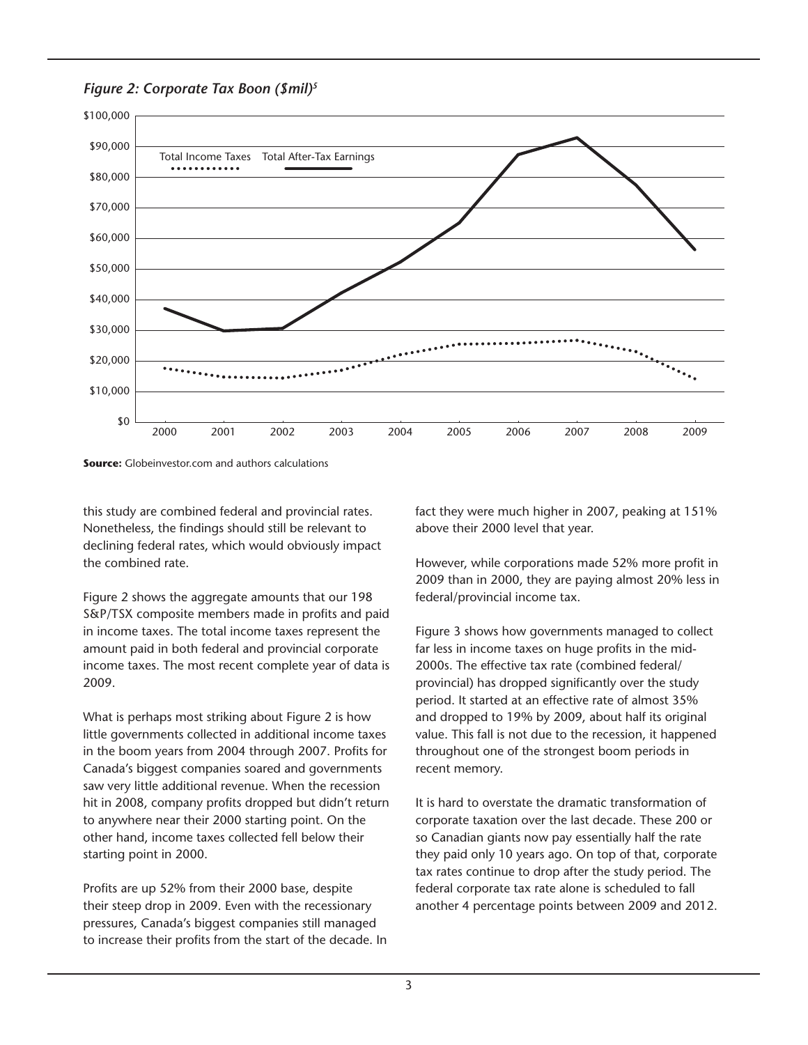*Figure 2: Corporate Tax Boon ($mil)*[5]

**Source:** Globeinvestor.com and authors calculations

this study are combined federal and provincial rates. Nonetheless, the findings should still be relevant to declining federal rates, which would obviously impact the combined rate.

Figure 2 shows the aggregate amounts that our 198 S&P/TSX composite members made in profits and paid in income taxes. The total income taxes represent the amount paid in both federal and provincial corporate income taxes. The most recent complete year of data is 2009.

What is perhaps most striking about Figure 2 is how little governments collected in additional income taxes in the boom years from 2004 through 2007. Profits for Canada's biggest companies soared and governments saw very little additional revenue. When the recession hit in 2008, company profits dropped but didn't return to anywhere near their 2000 starting point. On the other hand, income taxes collected fell below their starting point in 2000.

Profits are up 52% from their 2000 base, despite their steep drop in 2009. Even with the recessionary pressures, Canada's biggest companies still managed to increase their profits from the start of the decade. In fact they were much higher in 2007, peaking at 151% above their 2000 level that year.

However, while corporations made 52% more profit in 2009 than in 2000, they are paying almost 20% less in federal/provincial income tax.

Figure 3 shows how governments managed to collect far less in income taxes on huge profits in the mid-2000s. The effective tax rate (combined federal/provincial) has dropped significantly over the study period. It started at an effective rate of almost 35% and dropped to 19% by 2009, about half its original value. This fall is not due to the recession, it happened throughout one of the strongest boom periods in recent memory.

It is hard to overstate the dramatic transformation of corporate taxation over the last decade. These 200 or so Canadian giants now pay essentially half the rate they paid only 10 years ago. On top of that, corporate tax rates continue to drop after the study period. The federal corporate tax rate alone is scheduled to fall another 4 percentage points between 2009 and 2012.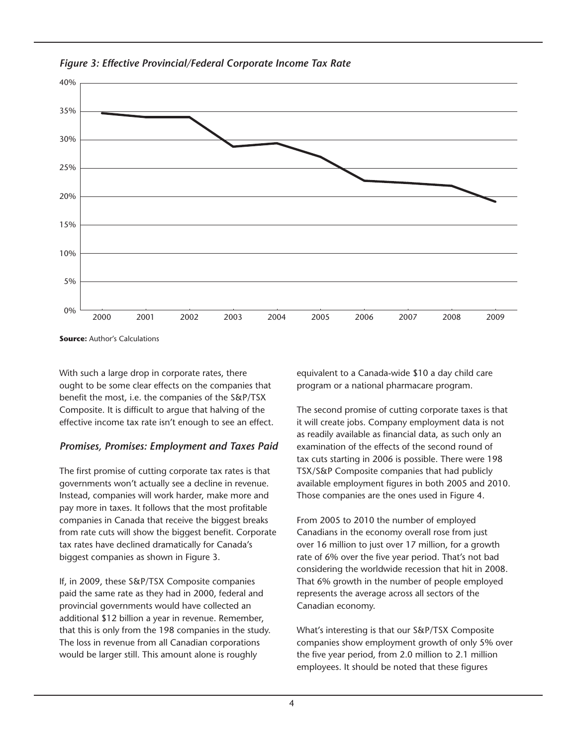*Figure 3: Effective Provincial/Federal Corporate Income Tax Rate*

**Source:** Author's Calculations

With such a large drop in corporate rates, there ought to be some clear effects on the companies that benefit the most, i.e. the companies of the S&P/TSX Composite. It is difficult to argue that halving of the effective income tax rate isn't enough to see an effect.

### *Promises, Promises: Employment and Taxes Paid*

The first promise of cutting corporate tax rates is that governments won't actually see a decline in revenue. Instead, companies will work harder, make more and pay more in taxes. It follows that the most profitable companies in Canada that receive the biggest breaks from rate cuts will show the biggest benefit. Corporate tax rates have declined dramatically for Canada's biggest companies as shown in Figure 3.

If, in 2009, these S&P/TSX Composite companies paid the same rate as they had in 2000, federal and provincial governments would have collected an additional $12 billion a year in revenue. Remember, that this is only from the 198 companies in the study. The loss in revenue from all Canadian corporations would be larger still. This amount alone is roughly equivalent to a Canada-wide $10 a day child care program or a national pharmacare program.

The second promise of cutting corporate taxes is that it will create jobs. Company employment data is not as readily available as financial data, as such only an examination of the effects of the second round of tax cuts starting in 2006 is possible. There were 198 TSX/S&P Composite companies that had publicly available employment figures in both 2005 and 2010. Those companies are the ones used in Figure 4.

From 2005 to 2010 the number of employed Canadians in the economy overall rose from just over 16 million to just over 17 million, for a growth rate of 6% over the five year period. That's not bad considering the worldwide recession that hit in 2008. That 6% growth in the number of people employed represents the average across all sectors of the Canadian economy.

What's interesting is that our S&P/TSX Composite companies show employment growth of only 5% over the five year period, from 2.0 million to 2.1 million employees. It should be noted that these figures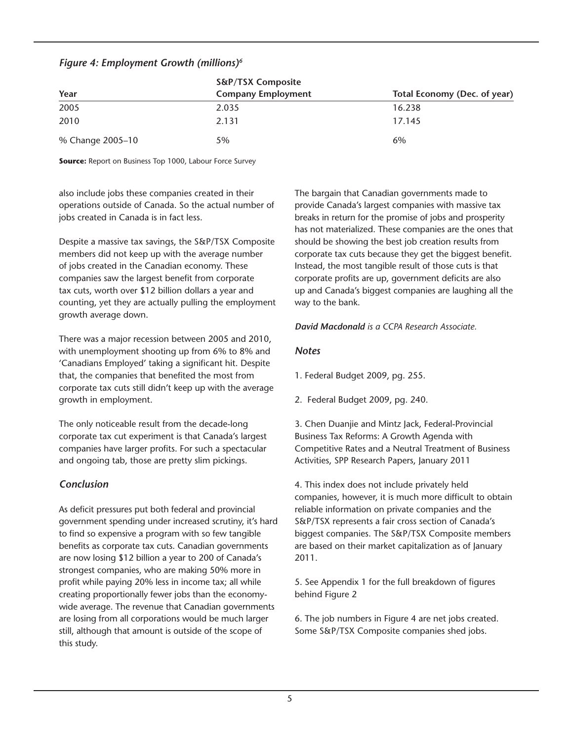*Figure 4: Employment Growth (millions)[6]*

| Year | S&P/TSX Composite Company Employment | Total Economy (Dec. of year) |
|---|---|---|
| 2005 | 2.035 | 16.238 |
| 2010 | 2.131 | 17.145 |
| % Change 2005–10 | 5% | 6% |

**Source:** Report on Business Top 1000, Labour Force Survey

also include jobs these companies created in their operations outside of Canada. So the actual number of jobs created in Canada is in fact less.

Despite a massive tax savings, the S&P/TSX Composite members did not keep up with the average number of jobs created in the Canadian economy. These companies saw the largest benefit from corporate tax cuts, worth over $12 billion dollars a year and counting, yet they are actually pulling the employment growth average down.

There was a major recession between 2005 and 2010, with unemployment shooting up from 6% to 8% and 'Canadians Employed' taking a significant hit. Despite that, the companies that benefited the most from corporate tax cuts still didn't keep up with the average growth in employment.

The only noticeable result from the decade-long corporate tax cut experiment is that Canada's largest companies have larger profits. For such a spectacular and ongoing tab, those are pretty slim pickings.

## *Conclusion*

As deficit pressures put both federal and provincial government spending under increased scrutiny, it's hard to find so expensive a program with so few tangible benefits as corporate tax cuts. Canadian governments are now losing $12 billion a year to 200 of Canada's strongest companies, who are making 50% more in profit while paying 20% less in income tax; all while creating proportionally fewer jobs than the economy-wide average. The revenue that Canadian governments are losing from all corporations would be much larger still, although that amount is outside of the scope of this study.

The bargain that Canadian governments made to provide Canada's largest companies with massive tax breaks in return for the promise of jobs and prosperity has not materialized. These companies are the ones that should be showing the best job creation results from corporate tax cuts because they get the biggest benefit. Instead, the most tangible result of those cuts is that corporate profits are up, government deficits are also up and Canada's biggest companies are laughing all the way to the bank.

***David Macdonald** is a CCPA Research Associate.*

## *Notes*

1. Federal Budget 2009, pg. 255.

2. Federal Budget 2009, pg. 240.

3. Chen Duanjie and Mintz Jack, Federal-Provincial Business Tax Reforms: A Growth Agenda with Competitive Rates and a Neutral Treatment of Business Activities, SPP Research Papers, January 2011

4. This index does not include privately held companies, however, it is much more difficult to obtain reliable information on private companies and the S&P/TSX represents a fair cross section of Canada's biggest companies. The S&P/TSX Composite members are based on their market capitalization as of January 2011.

5. See Appendix 1 for the full breakdown of figures behind Figure 2

6. The job numbers in Figure 4 are net jobs created. Some S&P/TSX Composite companies shed jobs.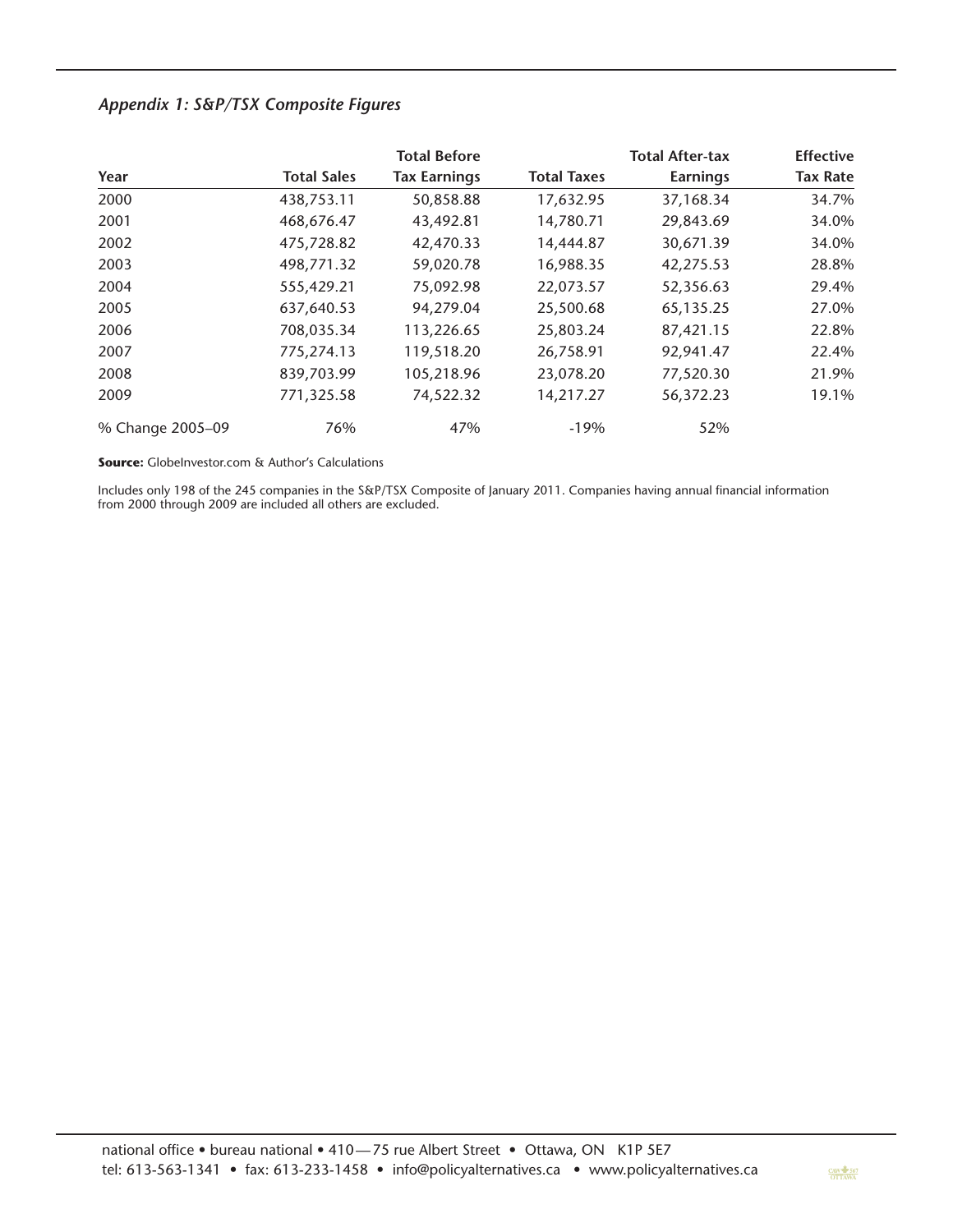### *Appendix 1: S&P/TSX Composite Figures*

| Year | Total Sales | Total Before Tax Earnings | Total Taxes | Total After-tax Earnings | Effective Tax Rate |
|---|---|---|---|---|---|
| 2000 | 438,753.11 | 50,858.88 | 17,632.95 | 37,168.34 | 34.7% |
| 2001 | 468,676.47 | 43,492.81 | 14,780.71 | 29,843.69 | 34.0% |
| 2002 | 475,728.82 | 42,470.33 | 14,444.87 | 30,671.39 | 34.0% |
| 2003 | 498,771.32 | 59,020.78 | 16,988.35 | 42,275.53 | 28.8% |
| 2004 | 555,429.21 | 75,092.98 | 22,073.57 | 52,356.63 | 29.4% |
| 2005 | 637,640.53 | 94,279.04 | 25,500.68 | 65,135.25 | 27.0% |
| 2006 | 708,035.34 | 113,226.65 | 25,803.24 | 87,421.15 | 22.8% |
| 2007 | 775,274.13 | 119,518.20 | 26,758.91 | 92,941.47 | 22.4% |
| 2008 | 839,703.99 | 105,218.96 | 23,078.20 | 77,520.30 | 21.9% |
| 2009 | 771,325.58 | 74,522.32 | 14,217.27 | 56,372.23 | 19.1% |
| % Change 2005–09 | 76% | 47% | -19% | 52% | |

**Source:** GlobeInvestor.com & Author's Calculations

Includes only 198 of the 245 companies in the S&P/TSX Composite of January 2011. Companies having annual financial information from 2000 through 2009 are included all others are excluded.

national office • bureau national • 410—75 rue Albert Street • Ottawa, ON K1P 5E7
tel: 613-563-1341 • fax: 613-233-1458 • info@policyalternatives.ca • www.policyalternatives.ca